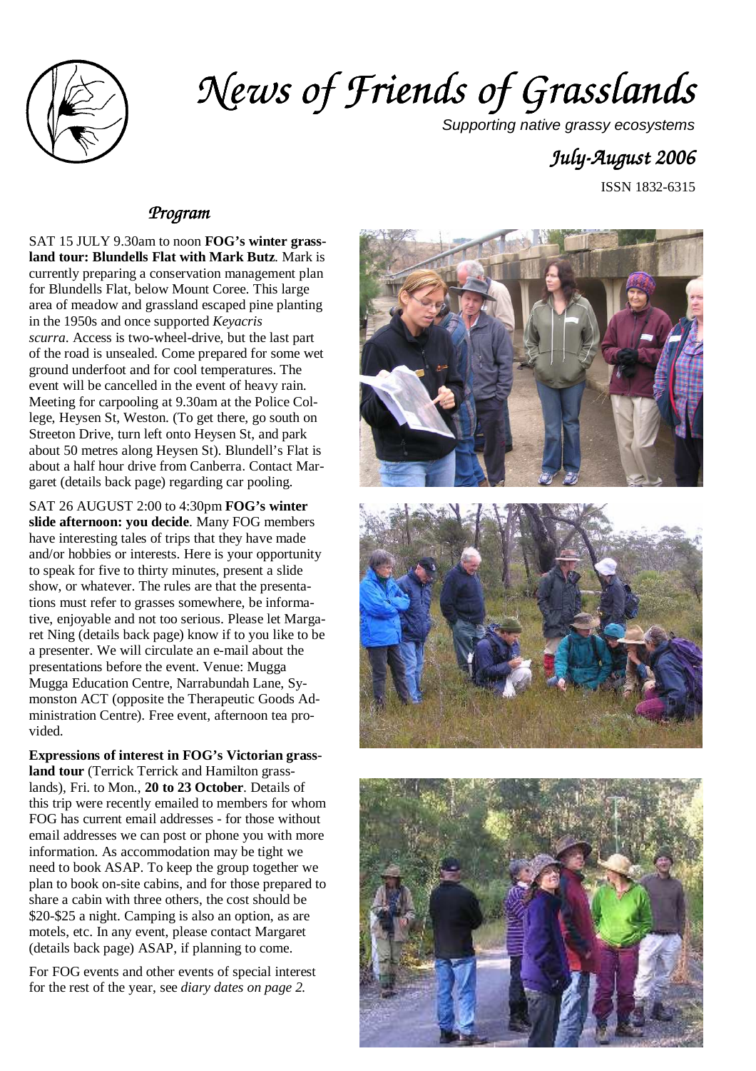# News of Friends of Grasslands

*Supporting native grassy ecosystems*

## July-August 2006

ISSN 1832-6315

## Program

SAT 15 JULY 9.30am to noon **FOG's winter grassland tour: Blundells Flat with Mark Butz**. Mark is currently preparing a conservation management plan for Blundells Flat, below Mount Coree. This large area of meadow and grassland escaped pine planting in the 1950s and once supported *Keyacris scurra*. Access is two-wheel-drive, but the last part of the road is unsealed. Come prepared for some wet ground underfoot and for cool temperatures. The event will be cancelled in the event of heavy rain. Meeting for carpooling at 9.30am at the Police College, Heysen St, Weston. (To get there, go south on Streeton Drive, turn left onto Heysen St, and park about 50 metres along Heysen St). Blundell's Flat is about a half hour drive from Canberra. Contact Margaret (details back page) regarding car pooling.

SAT 26 AUGUST 2:00 to 4:30pm **FOG's winter slide afternoon: you decide**. Many FOG members have interesting tales of trips that they have made and/or hobbies or interests. Here is your opportunity to speak for five to thirty minutes, present a slide show, or whatever. The rules are that the presentations must refer to grasses somewhere, be informative, enjoyable and not too serious. Please let Margaret Ning (details back page) know if to you like to be a presenter. We will circulate an e-mail about the presentations before the event. Venue: Mugga Mugga Education Centre, Narrabundah Lane, Symonston ACT (opposite the Therapeutic Goods Administration Centre). Free event, afternoon tea provided.

**Expressions of interest in FOG's Victorian grassland tour** (Terrick Terrick and Hamilton grasslands), Fri. to Mon., **20 to 23 October**. Details of this trip were recently emailed to members for whom FOG has current email addresses - for those without email addresses we can post or phone you with more information. As accommodation may be tight we need to book ASAP. To keep the group together we plan to book on-site cabins, and for those prepared to share a cabin with three others, the cost should be \$20-\$25 a night. Camping is also an option, as are motels, etc. In any event, please contact Margaret (details back page) ASAP, if planning to come.

For FOG events and other events of special interest for the rest of the year, see *diary dates on page 2.*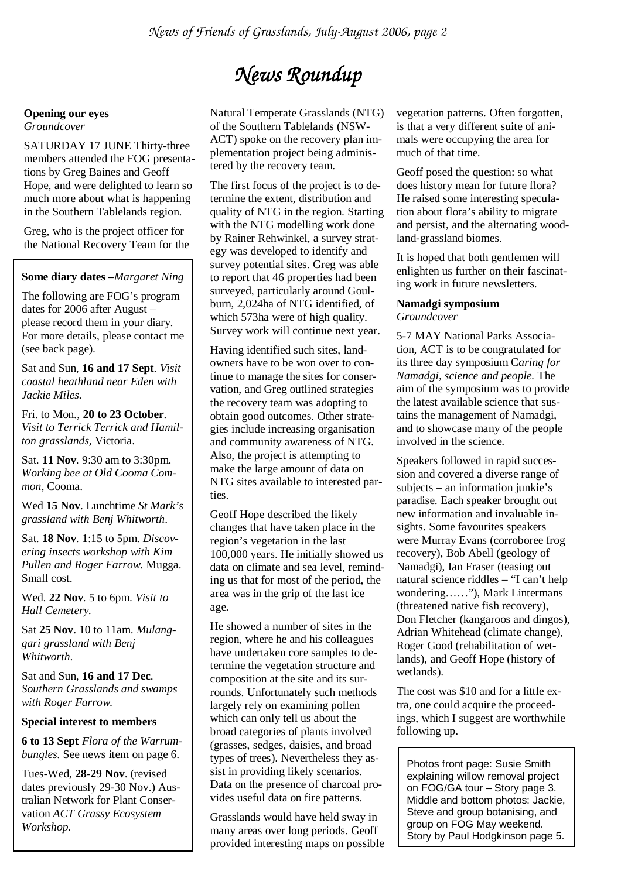# News Roundup

**Opening our eyes**
*Groundcover*

SATURDAY 17 JUNE Thirty-three members attended the FOG presentations by Greg Baines and Geoff Hope, and were delighted to learn so much more about what is happening in the Southern Tablelands region.

Greg, who is the project officer for the National Recovery Team for the Natural Temperate Grasslands (NTG) of the Southern Tablelands (NSW-ACT) spoke on the recovery plan implementation project being administered by the recovery team.

The first focus of the project is to determine the extent, distribution and quality of NTG in the region. Starting with the NTG modelling work done by Rainer Rehwinkel, a survey strategy was developed to identify and survey potential sites. Greg was able to report that 46 properties had been surveyed, particularly around Goulburn, 2,024ha of NTG identified, of which 573ha were of high quality. Survey work will continue next year.

Having identified such sites, landowners have to be won over to continue to manage the sites for conservation, and Greg outlined strategies the recovery team was adopting to obtain good outcomes. Other strategies include increasing organisation and community awareness of NTG. Also, the project is attempting to make the large amount of data on NTG sites available to interested parties.

Geoff Hope described the likely changes that have taken place in the region's vegetation in the last 100,000 years. He initially showed us data on climate and sea level, reminding us that for most of the period, the area was in the grip of the last ice age.

He showed a number of sites in the region, where he and his colleagues have undertaken core samples to determine the vegetation structure and composition at the site and its surrounds. Unfortunately such methods largely rely on examining pollen which can only tell us about the broad categories of plants involved (grasses, sedges, daisies, and broad types of trees). Nevertheless they assist in providing likely scenarios. Data on the presence of charcoal provides useful data on fire patterns.

Grasslands would have held sway in many areas over long periods. Geoff provided interesting maps on possible vegetation patterns. Often forgotten, is that a very different suite of animals were occupying the area for much of that time.

Geoff posed the question: so what does history mean for future flora? He raised some interesting speculation about flora's ability to migrate and persist, and the alternating woodland-grassland biomes.

It is hoped that both gentlemen will enlighten us further on their fascinating work in future newsletters.

**Some diary dates** –*Margaret Ning*

The following are FOG's program dates for 2006 after August – please record them in your diary. For more details, please contact me (see back page).

Sat and Sun, **16 and 17 Sept**. *Visit coastal heathland near Eden with Jackie Miles.*

Fri. to Mon., **20 to 23 October**. *Visit to Terrick Terrick and Hamilton grasslands*, Victoria.

Sat. **11 Nov**. 9:30 am to 3:30pm. *Working bee at Old Cooma Common*, Cooma.

Wed **15 Nov**. Lunchtime *St Mark's grassland with Benj Whitworth*.

Sat. **18 Nov**. 1:15 to 5pm. *Discovering insects workshop with Kim Pullen and Roger Farrow.* Mugga. Small cost.

Wed. **22 Nov**. 5 to 6pm. *Visit to Hall Cemetery.*

Sat **25 Nov**. 10 to 11am. *Mulanggari grassland with Benj Whitworth*.

Sat and Sun, **16 and 17 Dec**. *Southern Grasslands and swamps with Roger Farrow.*

**Special interest to members**

**6 to 13 Sept** *Flora of the Warrumbungles.* See news item on page 6.

Tues-Wed, **28-29 Nov**. (revised dates previously 29-30 Nov.) Australian Network for Plant Conservation *ACT Grassy Ecosystem Workshop.*

**Namadgi symposium**
*Groundcover*

5-7 MAY National Parks Association, ACT is to be congratulated for its three day symposium C*aring for Namadgi, science and people.* The aim of the symposium was to provide the latest available science that sustains the management of Namadgi, and to showcase many of the people involved in the science.

Speakers followed in rapid succession and covered a diverse range of subjects – an information junkie's paradise. Each speaker brought out new information and invaluable insights. Some favourites speakers were Murray Evans (corroboree frog recovery), Bob Abell (geology of Namadgi), Ian Fraser (teasing out natural science riddles – "I can't help wondering……"), Mark Lintermans (threatened native fish recovery), Don Fletcher (kangaroos and dingos), Adrian Whitehead (climate change), Roger Good (rehabilitation of wetlands), and Geoff Hope (history of wetlands).

The cost was $10 and for a little extra, one could acquire the proceedings, which I suggest are worthwhile following up.

Photos front page: Susie Smith explaining willow removal project on FOG/GA tour – Story page 3. Middle and bottom photos: Jackie, Steve and group botanising, and group on FOG May weekend. Story by Paul Hodgkinson page 5.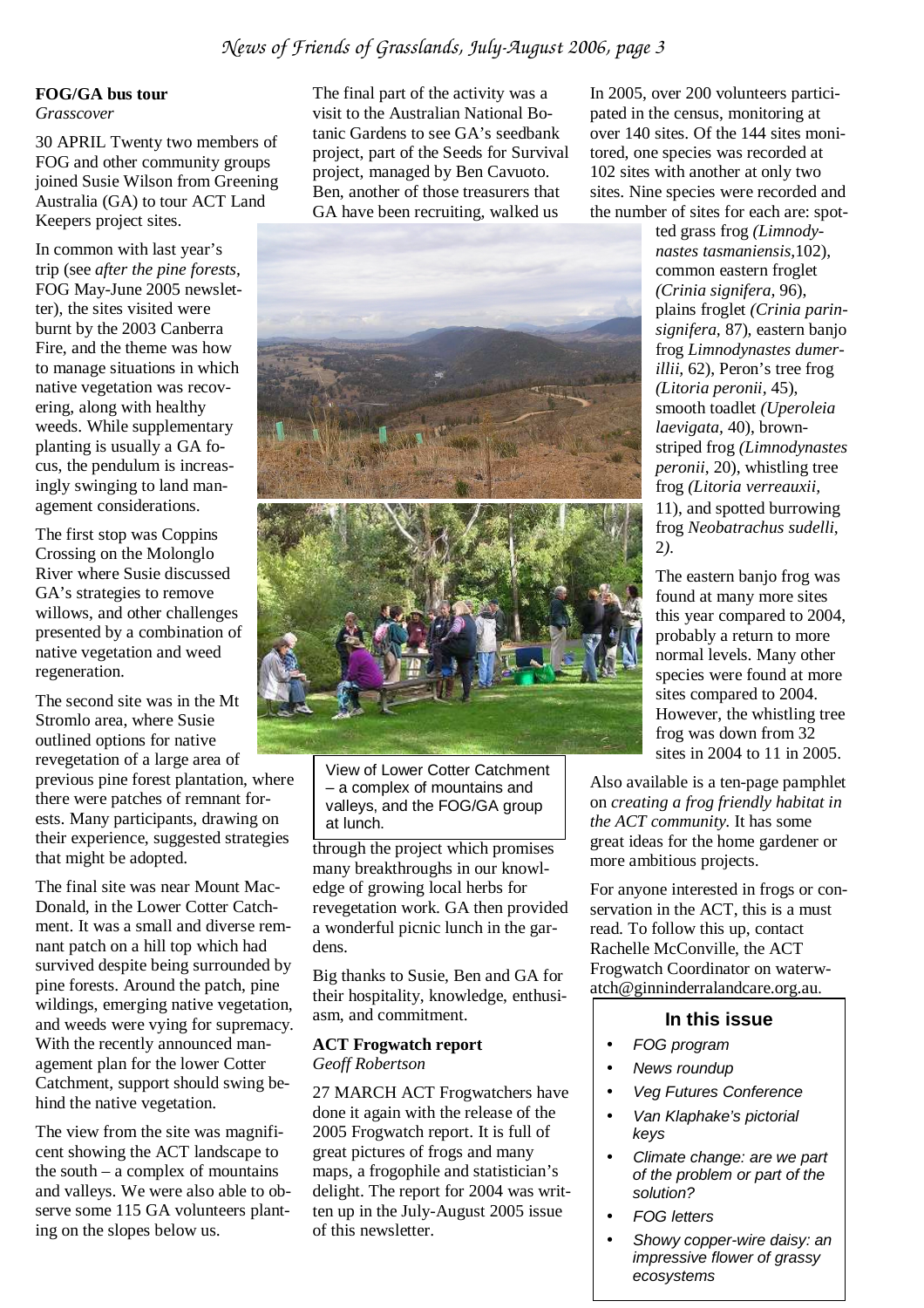## FOG/GA bus tour

*Grasscover*

30 APRIL Twenty two members of FOG and other community groups joined Susie Wilson from Greening Australia (GA) to tour ACT Land Keepers project sites.

In common with last year's trip (see *after the pine forests*, FOG May-June 2005 newsletter), the sites visited were burnt by the 2003 Canberra Fire, and the theme was how to manage situations in which native vegetation was recovering, along with healthy weeds. While supplementary planting is usually a GA focus, the pendulum is increasingly swinging to land management considerations.

The first stop was Coppins Crossing on the Molonglo River where Susie discussed GA's strategies to remove willows, and other challenges presented by a combination of native vegetation and weed regeneration.

The second site was in the Mt Stromlo area, where Susie outlined options for native revegetation of a large area of previous pine forest plantation, where there were patches of remnant forests. Many participants, drawing on their experience, suggested strategies that might be adopted.

The final site was near Mount MacDonald, in the Lower Cotter Catchment. It was a small and diverse remnant patch on a hill top which had survived despite being surrounded by pine forests. Around the patch, pine wildings, emerging native vegetation, and weeds were vying for supremacy. With the recently announced management plan for the lower Cotter Catchment, support should swing behind the native vegetation.

The view from the site was magnificent showing the ACT landscape to the south – a complex of mountains and valleys. We were also able to observe some 115 GA volunteers planting on the slopes below us.

The final part of the activity was a visit to the Australian National Botanic Gardens to see GA's seedbank project, part of the Seeds for Survival project, managed by Ben Cavuoto. Ben, another of those treasurers that GA have been recruiting, walked us through the project which promises many breakthroughs in our knowledge of growing local herbs for revegetation work. GA then provided a wonderful picnic lunch in the gardens.

View of Lower Cotter Catchment – a complex of mountains and valleys, and the FOG/GA group at lunch.

Big thanks to Susie, Ben and GA for their hospitality, knowledge, enthusiasm, and commitment.

## ACT Frogwatch report

*Geoff Robertson*

27 MARCH ACT Frogwatchers have done it again with the release of the 2005 Frogwatch report. It is full of great pictures of frogs and many maps, a frogophile and statistician's delight. The report for 2004 was written up in the July-August 2005 issue of this newsletter.

In 2005, over 200 volunteers participated in the census, monitoring at over 140 sites. Of the 144 sites monitored, one species was recorded at 102 sites with another at only two sites. Nine species were recorded and the number of sites for each are: spotted grass frog *(Limnodynastes tasmaniensis*,102), common eastern froglet *(Crinia signifera*, 96), plains froglet *(Crinia parinsignifera*, 87), eastern banjo frog *Limnodynastes dumerillii*, 62), Peron's tree frog *(Litoria peronii*, 45), smooth toadlet *(Uperoleia laevigata*, 40), brown-striped frog *(Limnodynastes peronii*, 20), whistling tree frog *(Litoria verreauxii*, 11), and spotted burrowing frog *Neobatrachus sudelli*, 2).

The eastern banjo frog was found at many more sites this year compared to 2004, probably a return to more normal levels. Many other species were found at more sites compared to 2004. However, the whistling tree frog was down from 32 sites in 2004 to 11 in 2005.

Also available is a ten-page pamphlet on *creating a frog friendly habitat in the ACT community*. It has some great ideas for the home gardener or more ambitious projects.

For anyone interested in frogs or conservation in the ACT, this is a must read. To follow this up, contact Rachelle McConville, the ACT Frogwatch Coordinator on waterwatch@ginninderralandcare.org.au.

### In this issue

- *FOG program*
- *News roundup*
- *Veg Futures Conference*
- *Van Klaphake's pictorial keys*
- *Climate change: are we part of the problem or part of the solution?*
- *FOG letters*
- *Showy copper-wire daisy: an impressive flower of grassy ecosystems*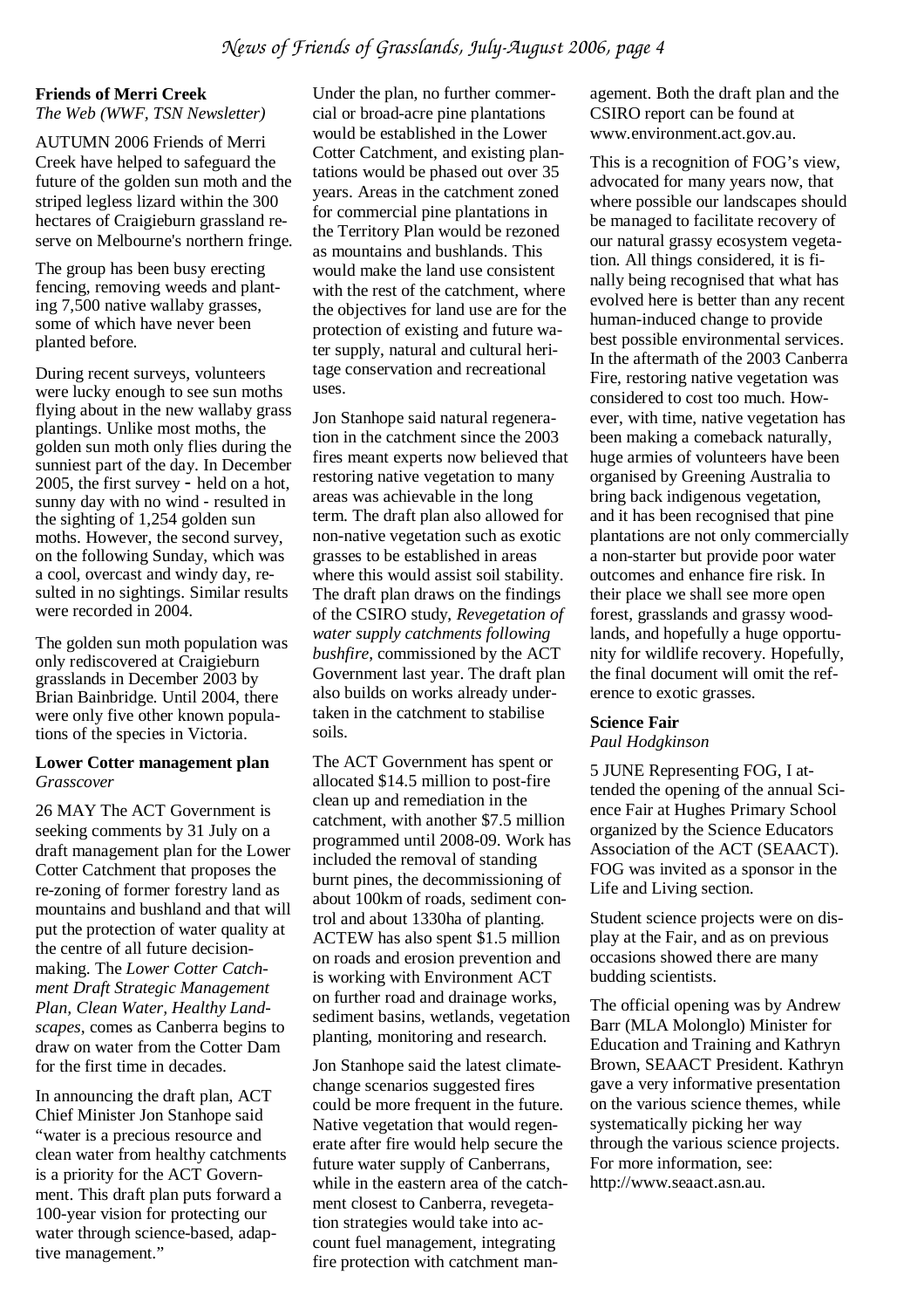**Friends of Merri Creek**
*The Web (WWF, TSN Newsletter)*

AUTUMN 2006 Friends of Merri Creek have helped to safeguard the future of the golden sun moth and the striped legless lizard within the 300 hectares of Craigieburn grassland reserve on Melbourne's northern fringe.

The group has been busy erecting fencing, removing weeds and planting 7,500 native wallaby grasses, some of which have never been planted before.

During recent surveys, volunteers were lucky enough to see sun moths flying about in the new wallaby grass plantings. Unlike most moths, the golden sun moth only flies during the sunniest part of the day. In December 2005, the first survey - held on a hot, sunny day with no wind - resulted in the sighting of 1,254 golden sun moths. However, the second survey, on the following Sunday, which was a cool, overcast and windy day, resulted in no sightings. Similar results were recorded in 2004.

The golden sun moth population was only rediscovered at Craigieburn grasslands in December 2003 by Brian Bainbridge. Until 2004, there were only five other known populations of the species in Victoria.

**Lower Cotter management plan**
*Grasscover*

26 MAY The ACT Government is seeking comments by 31 July on a draft management plan for the Lower Cotter Catchment that proposes the re-zoning of former forestry land as mountains and bushland and that will put the protection of water quality at the centre of all future decision-making. The *Lower Cotter Catchment Draft Strategic Management Plan, Clean Water, Healthy Landscapes*, comes as Canberra begins to draw on water from the Cotter Dam for the first time in decades.

In announcing the draft plan, ACT Chief Minister Jon Stanhope said "water is a precious resource and clean water from healthy catchments is a priority for the ACT Government. This draft plan puts forward a 100-year vision for protecting our water through science-based, adaptive management."

Under the plan, no further commercial or broad-acre pine plantations would be established in the Lower Cotter Catchment, and existing plantations would be phased out over 35 years. Areas in the catchment zoned for commercial pine plantations in the Territory Plan would be rezoned as mountains and bushlands. This would make the land use consistent with the rest of the catchment, where the objectives for land use are for the protection of existing and future water supply, natural and cultural heritage conservation and recreational uses.

Jon Stanhope said natural regeneration in the catchment since the 2003 fires meant experts now believed that restoring native vegetation to many areas was achievable in the long term. The draft plan also allowed for non-native vegetation such as exotic grasses to be established in areas where this would assist soil stability. The draft plan draws on the findings of the CSIRO study, *Revegetation of water supply catchments following bushfire*, commissioned by the ACT Government last year. The draft plan also builds on works already undertaken in the catchment to stabilise soils.

The ACT Government has spent or allocated \$14.5 million to post-fire clean up and remediation in the catchment, with another \$7.5 million programmed until 2008-09. Work has included the removal of standing burnt pines, the decommissioning of about 100km of roads, sediment control and about 1330ha of planting. ACTEW has also spent \$1.5 million on roads and erosion prevention and is working with Environment ACT on further road and drainage works, sediment basins, wetlands, vegetation planting, monitoring and research.

Jon Stanhope said the latest climate-change scenarios suggested fires could be more frequent in the future. Native vegetation that would regenerate after fire would help secure the future water supply of Canberrans, while in the eastern area of the catchment closest to Canberra, revegetation strategies would take into account fuel management, integrating fire protection with catchment management. Both the draft plan and the CSIRO report can be found at www.environment.act.gov.au.

This is a recognition of FOG's view, advocated for many years now, that where possible our landscapes should be managed to facilitate recovery of our natural grassy ecosystem vegetation. All things considered, it is finally being recognised that what has evolved here is better than any recent human-induced change to provide best possible environmental services. In the aftermath of the 2003 Canberra Fire, restoring native vegetation was considered to cost too much. However, with time, native vegetation has been making a comeback naturally, huge armies of volunteers have been organised by Greening Australia to bring back indigenous vegetation, and it has been recognised that pine plantations are not only commercially a non-starter but provide poor water outcomes and enhance fire risk. In their place we shall see more open forest, grasslands and grassy woodlands, and hopefully a huge opportunity for wildlife recovery. Hopefully, the final document will omit the reference to exotic grasses.

**Science Fair**
*Paul Hodgkinson*

5 JUNE Representing FOG, I attended the opening of the annual Science Fair at Hughes Primary School organized by the Science Educators Association of the ACT (SEAACT). FOG was invited as a sponsor in the Life and Living section.

Student science projects were on display at the Fair, and as on previous occasions showed there are many budding scientists.

The official opening was by Andrew Barr (MLA Molonglo) Minister for Education and Training and Kathryn Brown, SEAACT President. Kathryn gave a very informative presentation on the various science themes, while systematically picking her way through the various science projects. For more information, see: http://www.seaact.asn.au.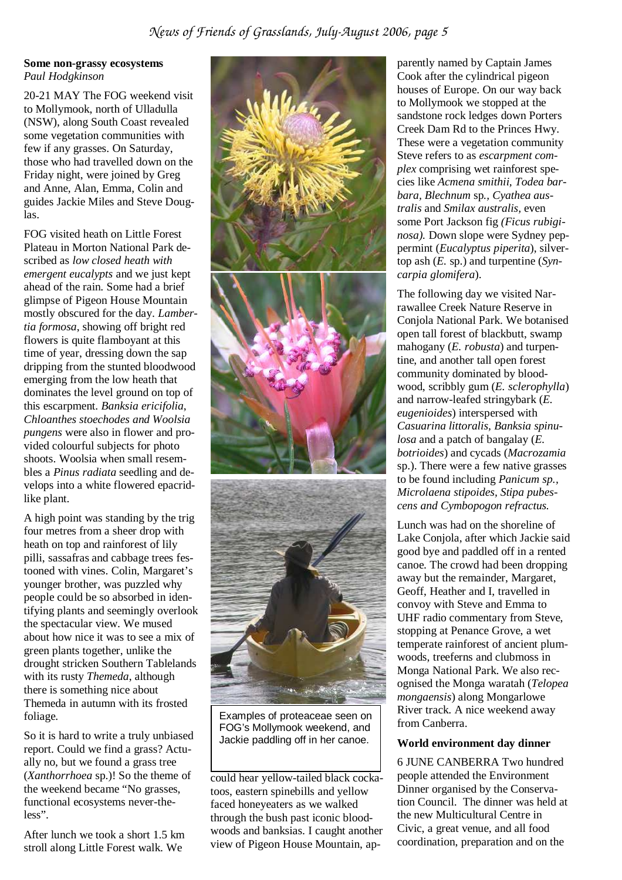### Some non-grassy ecosystems

*Paul Hodgkinson*

20-21 MAY The FOG weekend visit to Mollymook, north of Ulladulla (NSW), along South Coast revealed some vegetation communities with few if any grasses. On Saturday, those who had travelled down on the Friday night, were joined by Greg and Anne, Alan, Emma, Colin and guides Jackie Miles and Steve Douglas.

FOG visited heath on Little Forest Plateau in Morton National Park described as *low closed heath with emergent eucalypts* and we just kept ahead of the rain. Some had a brief glimpse of Pigeon House Mountain mostly obscured for the day. *Lambertia formosa*, showing off bright red flowers is quite flamboyant at this time of year, dressing down the sap dripping from the stunted bloodwood emerging from the low heath that dominates the level ground on top of this escarpment. *Banksia ericifolia, Chloanthes stoechodes and Woolsia pungens* were also in flower and provided colourful subjects for photo shoots. Woolsia when small resembles a *Pinus radiata* seedling and develops into a white flowered epacrid-like plant.

A high point was standing by the trig four metres from a sheer drop with heath on top and rainforest of lily pilli, sassafras and cabbage trees festooned with vines. Colin, Margaret's younger brother, was puzzled why people could be so absorbed in identifying plants and seemingly overlook the spectacular view. We mused about how nice it was to see a mix of green plants together, unlike the drought stricken Southern Tablelands with its rusty *Themeda*, although there is something nice about Themeda in autumn with its frosted foliage.

So it is hard to write a truly unbiased report. Could we find a grass? Actually no, but we found a grass tree (*Xanthorrhoea* sp.)! So the theme of the weekend became "No grasses, functional ecosystems never-the-less".

After lunch we took a short 1.5 km stroll along Little Forest walk. We could hear yellow-tailed black cockatoos, eastern spinebills and yellow faced honeyeaters as we walked through the bush past iconic bloodwoods and banksias. I caught another view of Pigeon House Mountain, apparently named by Captain James Cook after the cylindrical pigeon houses of Europe. On our way back to Mollymook we stopped at the sandstone rock ledges down Porters Creek Dam Rd to the Princes Hwy. These were a vegetation community Steve refers to as *escarpment complex* comprising wet rainforest species like *Acmena smithii*, *Todea barbara*, *Blechnum* sp., *Cyathea australis* and *Smilax australis*, even some Port Jackson fig *(Ficus rubiginosa).* Down slope were Sydney peppermint (*Eucalyptus piperita*), silvertop ash (*E.* sp.) and turpentine (*Syncarpia glomifera*).

Examples of proteaceae seen on FOG's Mollymook weekend, and Jackie paddling off in her canoe.

The following day we visited Narrawallee Creek Nature Reserve in Conjola National Park. We botanised open tall forest of blackbutt, swamp mahogany (*E. robusta*) and turpentine, and another tall open forest community dominated by bloodwood, scribbly gum (*E. sclerophylla*) and narrow-leafed stringybark (*E. eugenioides*) interspersed with *Casuarina littoralis*, *Banksia spinulosa* and a patch of bangalay (*E. botrioides*) and cycads (*Macrozamia* sp.). There were a few native grasses to be found including *Panicum sp., Microlaena stipoides, Stipa pubescens and Cymbopogon refractus.*

Lunch was had on the shoreline of Lake Conjola, after which Jackie said good bye and paddled off in a rented canoe. The crowd had been dropping away but the remainder, Margaret, Geoff, Heather and I, travelled in convoy with Steve and Emma to UHF radio commentary from Steve, stopping at Penance Grove, a wet temperate rainforest of ancient plumwoods, treeferns and clubmoss in Monga National Park. We also recognised the Monga waratah (*Telopea mongaensis*) along Mongarlowe River track. A nice weekend away from Canberra.

### World environment day dinner

6 JUNE CANBERRA Two hundred people attended the Environment Dinner organised by the Conservation Council. The dinner was held at the new Multicultural Centre in Civic, a great venue, and all food coordination, preparation and on the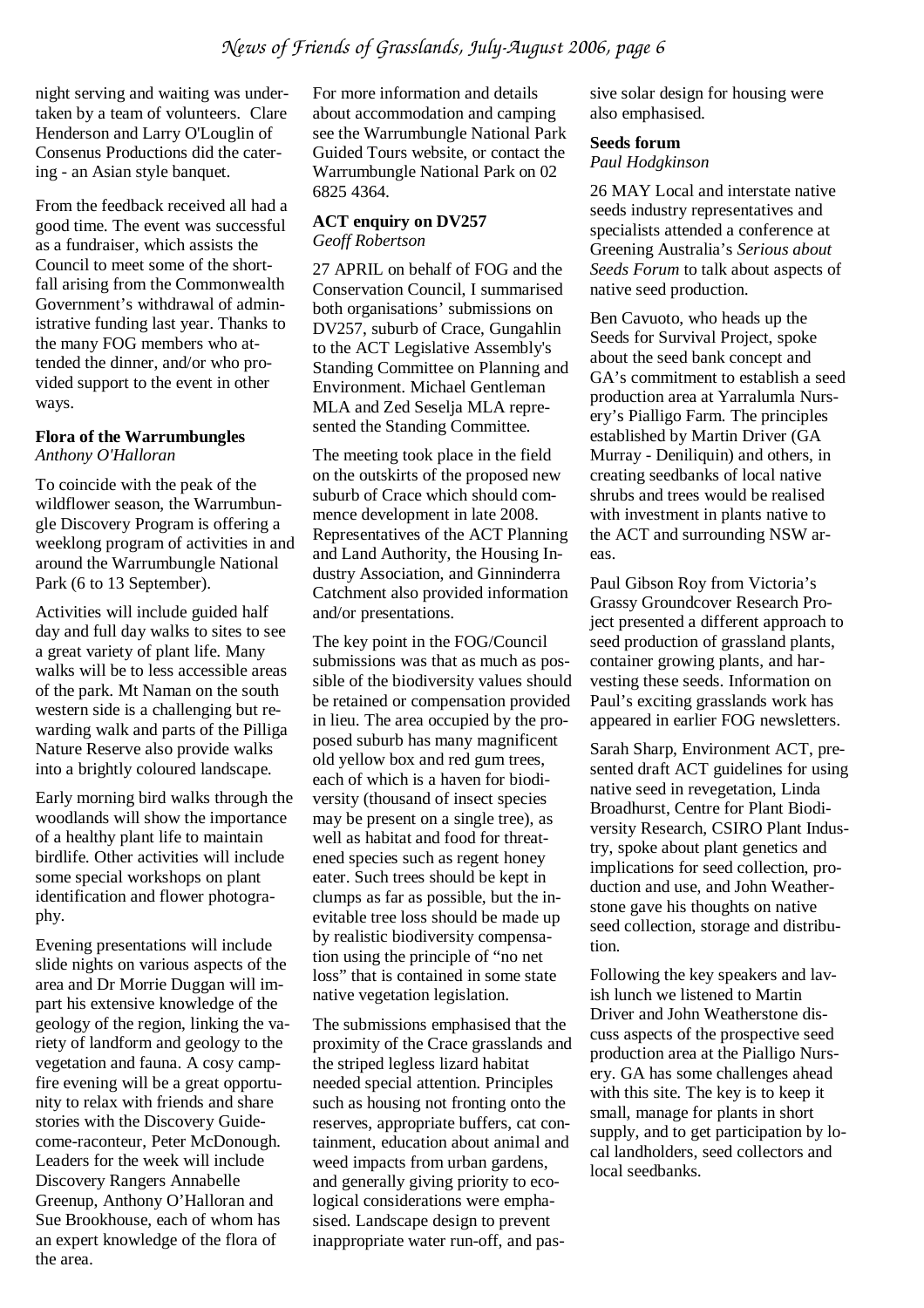night serving and waiting was undertaken by a team of volunteers. Clare Henderson and Larry O'Louglin of Consenus Productions did the catering - an Asian style banquet.

From the feedback received all had a good time. The event was successful as a fundraiser, which assists the Council to meet some of the shortfall arising from the Commonwealth Government's withdrawal of administrative funding last year. Thanks to the many FOG members who attended the dinner, and/or who provided support to the event in other ways.

### Flora of the Warrumbungles
*Anthony O'Halloran*

To coincide with the peak of the wildflower season, the Warrumbungle Discovery Program is offering a weeklong program of activities in and around the Warrumbungle National Park (6 to 13 September).

Activities will include guided half day and full day walks to sites to see a great variety of plant life. Many walks will be to less accessible areas of the park. Mt Naman on the south western side is a challenging but rewarding walk and parts of the Pilliga Nature Reserve also provide walks into a brightly coloured landscape.

Early morning bird walks through the woodlands will show the importance of a healthy plant life to maintain birdlife. Other activities will include some special workshops on plant identification and flower photography.

Evening presentations will include slide nights on various aspects of the area and Dr Morrie Duggan will impart his extensive knowledge of the geology of the region, linking the variety of landform and geology to the vegetation and fauna. A cosy campfire evening will be a great opportunity to relax with friends and share stories with the Discovery Guide-come-raconteur, Peter McDonough. Leaders for the week will include Discovery Rangers Annabelle Greenup, Anthony O'Halloran and Sue Brookhouse, each of whom has an expert knowledge of the flora of the area.

For more information and details about accommodation and camping see the Warrumbungle National Park Guided Tours website, or contact the Warrumbungle National Park on 02 6825 4364.

### ACT enquiry on DV257
*Geoff Robertson*

27 APRIL on behalf of FOG and the Conservation Council, I summarised both organisations' submissions on DV257, suburb of Crace, Gungahlin to the ACT Legislative Assembly's Standing Committee on Planning and Environment. Michael Gentleman MLA and Zed Seselja MLA represented the Standing Committee.

The meeting took place in the field on the outskirts of the proposed new suburb of Crace which should commence development in late 2008. Representatives of the ACT Planning and Land Authority, the Housing Industry Association, and Ginninderra Catchment also provided information and/or presentations.

The key point in the FOG/Council submissions was that as much as possible of the biodiversity values should be retained or compensation provided in lieu. The area occupied by the proposed suburb has many magnificent old yellow box and red gum trees, each of which is a haven for biodiversity (thousand of insect species may be present on a single tree), as well as habitat and food for threatened species such as regent honey eater. Such trees should be kept in clumps as far as possible, but the inevitable tree loss should be made up by realistic biodiversity compensation using the principle of "no net loss" that is contained in some state native vegetation legislation.

The submissions emphasised that the proximity of the Crace grasslands and the striped legless lizard habitat needed special attention. Principles such as housing not fronting onto the reserves, appropriate buffers, cat containment, education about animal and weed impacts from urban gardens, and generally giving priority to ecological considerations were emphasised. Landscape design to prevent inappropriate water run-off, and passive solar design for housing were also emphasised.

### Seeds forum
*Paul Hodgkinson*

26 MAY Local and interstate native seeds industry representatives and specialists attended a conference at Greening Australia's *Serious about Seeds Forum* to talk about aspects of native seed production.

Ben Cavuoto, who heads up the Seeds for Survival Project, spoke about the seed bank concept and GA's commitment to establish a seed production area at Yarralumla Nursery's Pialligo Farm. The principles established by Martin Driver (GA Murray - Deniliquin) and others, in creating seedbanks of local native shrubs and trees would be realised with investment in plants native to the ACT and surrounding NSW areas.

Paul Gibson Roy from Victoria's Grassy Groundcover Research Project presented a different approach to seed production of grassland plants, container growing plants, and harvesting these seeds. Information on Paul's exciting grasslands work has appeared in earlier FOG newsletters.

Sarah Sharp, Environment ACT, presented draft ACT guidelines for using native seed in revegetation, Linda Broadhurst, Centre for Plant Biodiversity Research, CSIRO Plant Industry, spoke about plant genetics and implications for seed collection, production and use, and John Weatherstone gave his thoughts on native seed collection, storage and distribution.

Following the key speakers and lavish lunch we listened to Martin Driver and John Weatherstone discuss aspects of the prospective seed production area at the Pialligo Nursery. GA has some challenges ahead with this site. The key is to keep it small, manage for plants in short supply, and to get participation by local landholders, seed collectors and local seedbanks.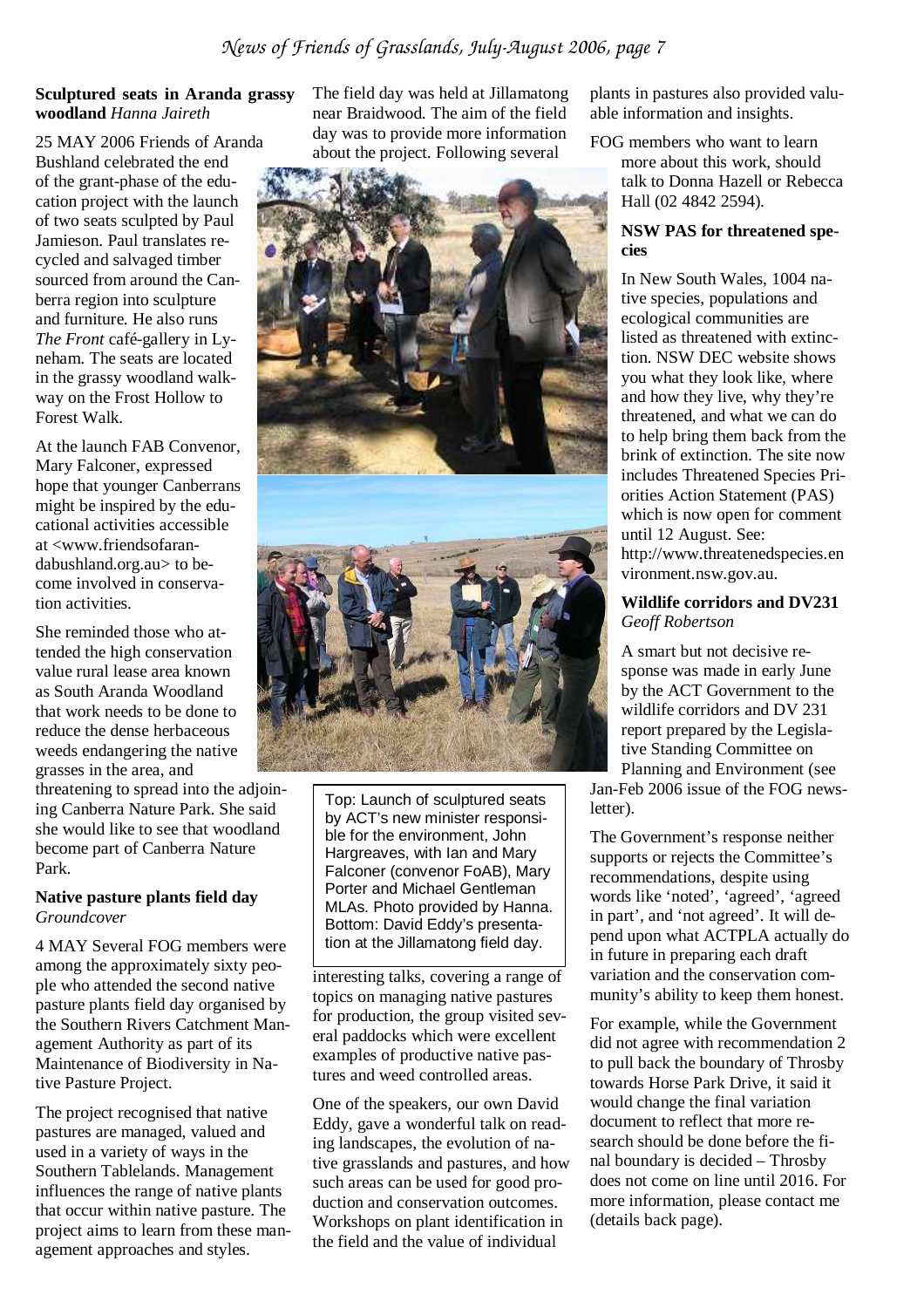**Sculptured seats in Aranda grassy woodland** *Hanna Jaireth*

25 MAY 2006 Friends of Aranda Bushland celebrated the end of the grant-phase of the education project with the launch of two seats sculpted by Paul Jamieson. Paul translates recycled and salvaged timber sourced from around the Canberra region into sculpture and furniture. He also runs *The Front* café-gallery in Lyneham. The seats are located in the grassy woodland walkway on the Frost Hollow to Forest Walk.

At the launch FAB Convenor, Mary Falconer, expressed hope that younger Canberrans might be inspired by the educational activities accessible at <www.friendsofarandabushland.org.au> to become involved in conservation activities.

She reminded those who attended the high conservation value rural lease area known as South Aranda Woodland that work needs to be done to reduce the dense herbaceous weeds endangering the native grasses in the area, and threatening to spread into the adjoining Canberra Nature Park. She said she would like to see that woodland become part of Canberra Nature Park.

**Native pasture plants field day** *Groundcover*

4 MAY Several FOG members were among the approximately sixty people who attended the second native pasture plants field day organised by the Southern Rivers Catchment Management Authority as part of its Maintenance of Biodiversity in Native Pasture Project.

The project recognised that native pastures are managed, valued and used in a variety of ways in the Southern Tablelands. Management influences the range of native plants that occur within native pasture. The project aims to learn from these management approaches and styles.

The field day was held at Jillamatong near Braidwood. The aim of the field day was to provide more information about the project. Following several interesting talks, covering a range of topics on managing native pastures for production, the group visited several paddocks which were excellent examples of productive native pastures and weed controlled areas.

Top: Launch of sculptured seats by ACT's new minister responsible for the environment, John Hargreaves, with Ian and Mary Falconer (convenor FoAB), Mary Porter and Michael Gentleman MLAs. Photo provided by Hanna. Bottom: David Eddy's presentation at the Jillamatong field day.

One of the speakers, our own David Eddy, gave a wonderful talk on reading landscapes, the evolution of native grasslands and pastures, and how such areas can be used for good production and conservation outcomes. Workshops on plant identification in the field and the value of individual plants in pastures also provided valuable information and insights.

FOG members who want to learn more about this work, should talk to Donna Hazell or Rebecca Hall (02 4842 2594).

**NSW PAS for threatened species**

In New South Wales, 1004 native species, populations and ecological communities are listed as threatened with extinction. NSW DEC website shows you what they look like, where and how they live, why they're threatened, and what we can do to help bring them back from the brink of extinction. The site now includes Threatened Species Priorities Action Statement (PAS) which is now open for comment until 12 August. See: http://www.threatenedspecies.environment.nsw.gov.au.

**Wildlife corridors and DV231** *Geoff Robertson*

A smart but not decisive response was made in early June by the ACT Government to the wildlife corridors and DV 231 report prepared by the Legislative Standing Committee on Planning and Environment (see Jan-Feb 2006 issue of the FOG newsletter).

The Government's response neither supports or rejects the Committee's recommendations, despite using words like 'noted', 'agreed', 'agreed in part', and 'not agreed'. It will depend upon what ACTPLA actually do in future in preparing each draft variation and the conservation community's ability to keep them honest.

For example, while the Government did not agree with recommendation 2 to pull back the boundary of Throsby towards Horse Park Drive, it said it would change the final variation document to reflect that more research should be done before the final boundary is decided – Throsby does not come on line until 2016. For more information, please contact me (details back page).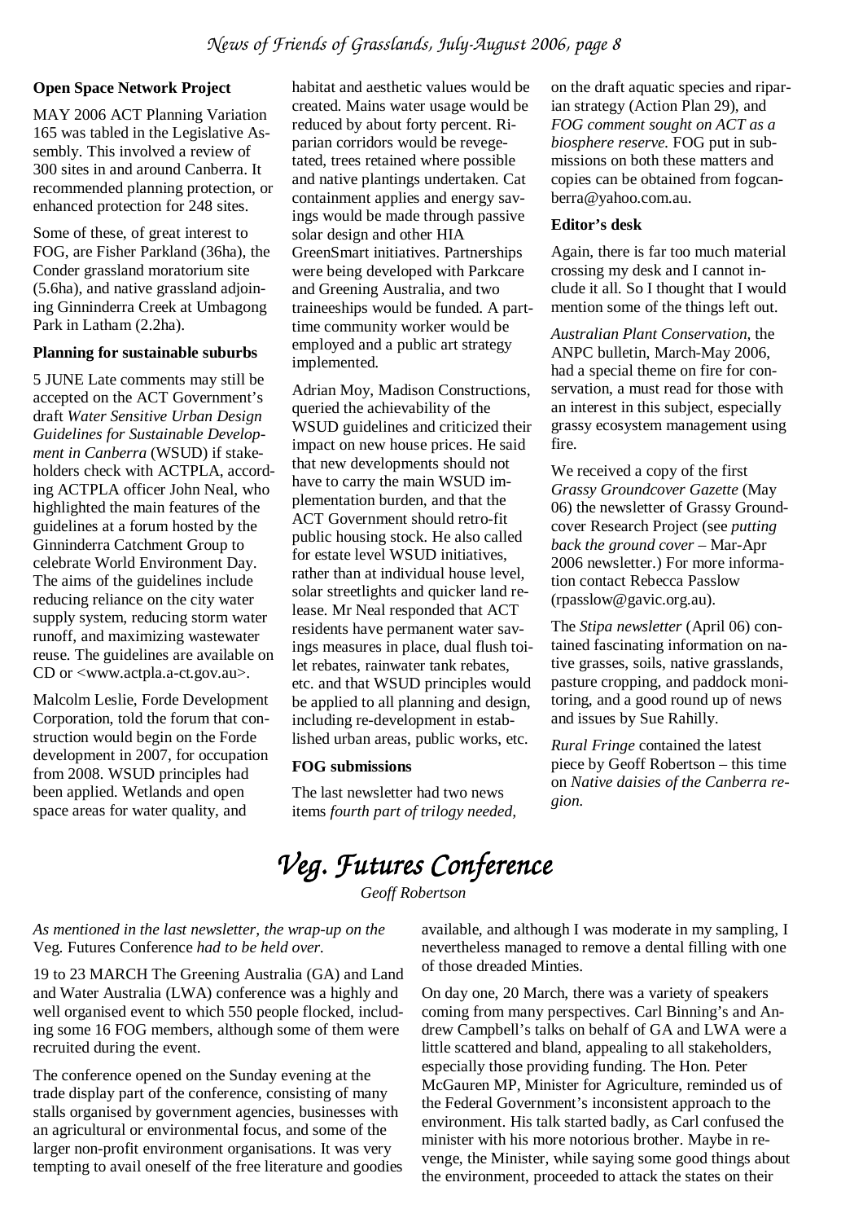### Open Space Network Project

MAY 2006 ACT Planning Variation 165 was tabled in the Legislative Assembly. This involved a review of 300 sites in and around Canberra. It recommended planning protection, or enhanced protection for 248 sites.

Some of these, of great interest to FOG, are Fisher Parkland (36ha), the Conder grassland moratorium site (5.6ha), and native grassland adjoining Ginninderra Creek at Umbagong Park in Latham (2.2ha).

### Planning for sustainable suburbs

5 JUNE Late comments may still be accepted on the ACT Government's draft *Water Sensitive Urban Design Guidelines for Sustainable Development in Canberra* (WSUD) if stakeholders check with ACTPLA, according ACTPLA officer John Neal, who highlighted the main features of the guidelines at a forum hosted by the Ginninderra Catchment Group to celebrate World Environment Day. The aims of the guidelines include reducing reliance on the city water supply system, reducing storm water runoff, and maximizing wastewater reuse. The guidelines are available on CD or <www.actpla.a-ct.gov.au>.

Malcolm Leslie, Forde Development Corporation, told the forum that construction would begin on the Forde development in 2007, for occupation from 2008. WSUD principles had been applied. Wetlands and open space areas for water quality, and habitat and aesthetic values would be created. Mains water usage would be reduced by about forty percent. Riparian corridors would be revegetated, trees retained where possible and native plantings undertaken. Cat containment applies and energy savings would be made through passive solar design and other HIA GreenSmart initiatives. Partnerships were being developed with Parkcare and Greening Australia, and two traineeships would be funded. A part-time community worker would be employed and a public art strategy implemented.

Adrian Moy, Madison Constructions, queried the achievability of the WSUD guidelines and criticized their impact on new house prices. He said that new developments should not have to carry the main WSUD implementation burden, and that the ACT Government should retro-fit public housing stock. He also called for estate level WSUD initiatives, rather than at individual house level, solar streetlights and quicker land release. Mr Neal responded that ACT residents have permanent water savings measures in place, dual flush toilet rebates, rainwater tank rebates, etc. and that WSUD principles would be applied to all planning and design, including re-development in established urban areas, public works, etc.

### FOG submissions

The last newsletter had two news items *fourth part of trilogy needed,* on the draft aquatic species and riparian strategy (Action Plan 29), and *FOG comment sought on ACT as a biosphere reserve.* FOG put in submissions on both these matters and copies can be obtained from fogcanberra@yahoo.com.au.

### Editor's desk

Again, there is far too much material crossing my desk and I cannot include it all. So I thought that I would mention some of the things left out.

*Australian Plant Conservation,* the ANPC bulletin, March-May 2006, had a special theme on fire for conservation, a must read for those with an interest in this subject, especially grassy ecosystem management using fire.

We received a copy of the first *Grassy Groundcover Gazette* (May 06) the newsletter of Grassy Groundcover Research Project (see *putting back the ground cover* – Mar-Apr 2006 newsletter.) For more information contact Rebecca Passlow (rpasslow@gavic.org.au).

The *Stipa newsletter* (April 06) contained fascinating information on native grasses, soils, native grasslands, pasture cropping, and paddock monitoring, and a good round up of news and issues by Sue Rahilly.

*Rural Fringe* contained the latest piece by Geoff Robertson – this time on *Native daisies of the Canberra region.*

# Veg. Futures Conference

*Geoff Robertson*

*As mentioned in the last newsletter, the wrap-up on the* Veg. Futures Conference *had to be held over.*

19 to 23 MARCH The Greening Australia (GA) and Land and Water Australia (LWA) conference was a highly and well organised event to which 550 people flocked, including some 16 FOG members, although some of them were recruited during the event.

The conference opened on the Sunday evening at the trade display part of the conference, consisting of many stalls organised by government agencies, businesses with an agricultural or environmental focus, and some of the larger non-profit environment organisations. It was very tempting to avail oneself of the free literature and goodies available, and although I was moderate in my sampling, I nevertheless managed to remove a dental filling with one of those dreaded Minties.

On day one, 20 March, there was a variety of speakers coming from many perspectives. Carl Binning's and Andrew Campbell's talks on behalf of GA and LWA were a little scattered and bland, appealing to all stakeholders, especially those providing funding. The Hon. Peter McGauren MP, Minister for Agriculture, reminded us of the Federal Government's inconsistent approach to the environment. His talk started badly, as Carl confused the minister with his more notorious brother. Maybe in revenge, the Minister, while saying some good things about the environment, proceeded to attack the states on their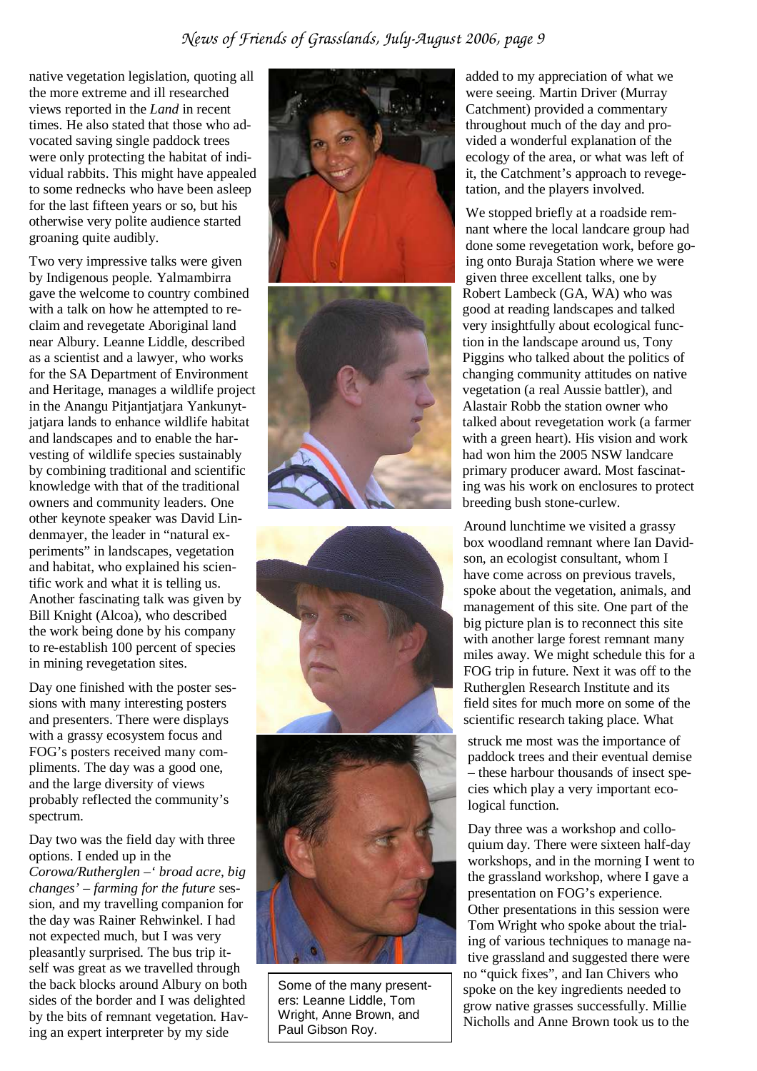native vegetation legislation, quoting all the more extreme and ill researched views reported in the *Land* in recent times. He also stated that those who advocated saving single paddock trees were only protecting the habitat of individual rabbits. This might have appealed to some rednecks who have been asleep for the last fifteen years or so, but his otherwise very polite audience started groaning quite audibly.

Two very impressive talks were given by Indigenous people. Yalmambirra gave the welcome to country combined with a talk on how he attempted to reclaim and revegetate Aboriginal land near Albury. Leanne Liddle, described as a scientist and a lawyer, who works for the SA Department of Environment and Heritage, manages a wildlife project in the Anangu Pitjantjatjara Yankunytjatjara lands to enhance wildlife habitat and landscapes and to enable the harvesting of wildlife species sustainably by combining traditional and scientific knowledge with that of the traditional owners and community leaders. One other keynote speaker was David Lindenmayer, the leader in "natural experiments" in landscapes, vegetation and habitat, who explained his scientific work and what it is telling us. Another fascinating talk was given by Bill Knight (Alcoa), who described the work being done by his company to re-establish 100 percent of species in mining revegetation sites.

Day one finished with the poster sessions with many interesting posters and presenters. There were displays with a grassy ecosystem focus and FOG's posters received many compliments. The day was a good one, and the large diversity of views probably reflected the community's spectrum.

Day two was the field day with three options. I ended up in the *Corowa/Rutherglen –' broad acre, big changes' – farming for the future* session, and my travelling companion for the day was Rainer Rehwinkel. I had not expected much, but I was very pleasantly surprised. The bus trip itself was great as we travelled through the back blocks around Albury on both sides of the border and I was delighted by the bits of remnant vegetation. Having an expert interpreter by my side added to my appreciation of what we were seeing. Martin Driver (Murray Catchment) provided a commentary throughout much of the day and provided a wonderful explanation of the ecology of the area, or what was left of it, the Catchment's approach to revegetation, and the players involved.

Some of the many presenters: Leanne Liddle, Tom Wright, Anne Brown, and Paul Gibson Roy.

We stopped briefly at a roadside remnant where the local landcare group had done some revegetation work, before going onto Buraja Station where we were given three excellent talks, one by Robert Lambeck (GA, WA) who was good at reading landscapes and talked very insightfully about ecological function in the landscape around us, Tony Piggins who talked about the politics of changing community attitudes on native vegetation (a real Aussie battler), and Alastair Robb the station owner who talked about revegetation work (a farmer with a green heart). His vision and work had won him the 2005 NSW landcare primary producer award. Most fascinating was his work on enclosures to protect breeding bush stone-curlew.

Around lunchtime we visited a grassy box woodland remnant where Ian Davidson, an ecologist consultant, whom I have come across on previous travels, spoke about the vegetation, animals, and management of this site. One part of the big picture plan is to reconnect this site with another large forest remnant many miles away. We might schedule this for a FOG trip in future. Next it was off to the Rutherglen Research Institute and its field sites for much more on some of the scientific research taking place. What struck me most was the importance of paddock trees and their eventual demise – these harbour thousands of insect species which play a very important ecological function.

Day three was a workshop and colloquium day. There were sixteen half-day workshops, and in the morning I went to the grassland workshop, where I gave a presentation on FOG's experience. Other presentations in this session were Tom Wright who spoke about the trialing of various techniques to manage native grassland and suggested there were no "quick fixes", and Ian Chivers who spoke on the key ingredients needed to grow native grasses successfully. Millie Nicholls and Anne Brown took us to the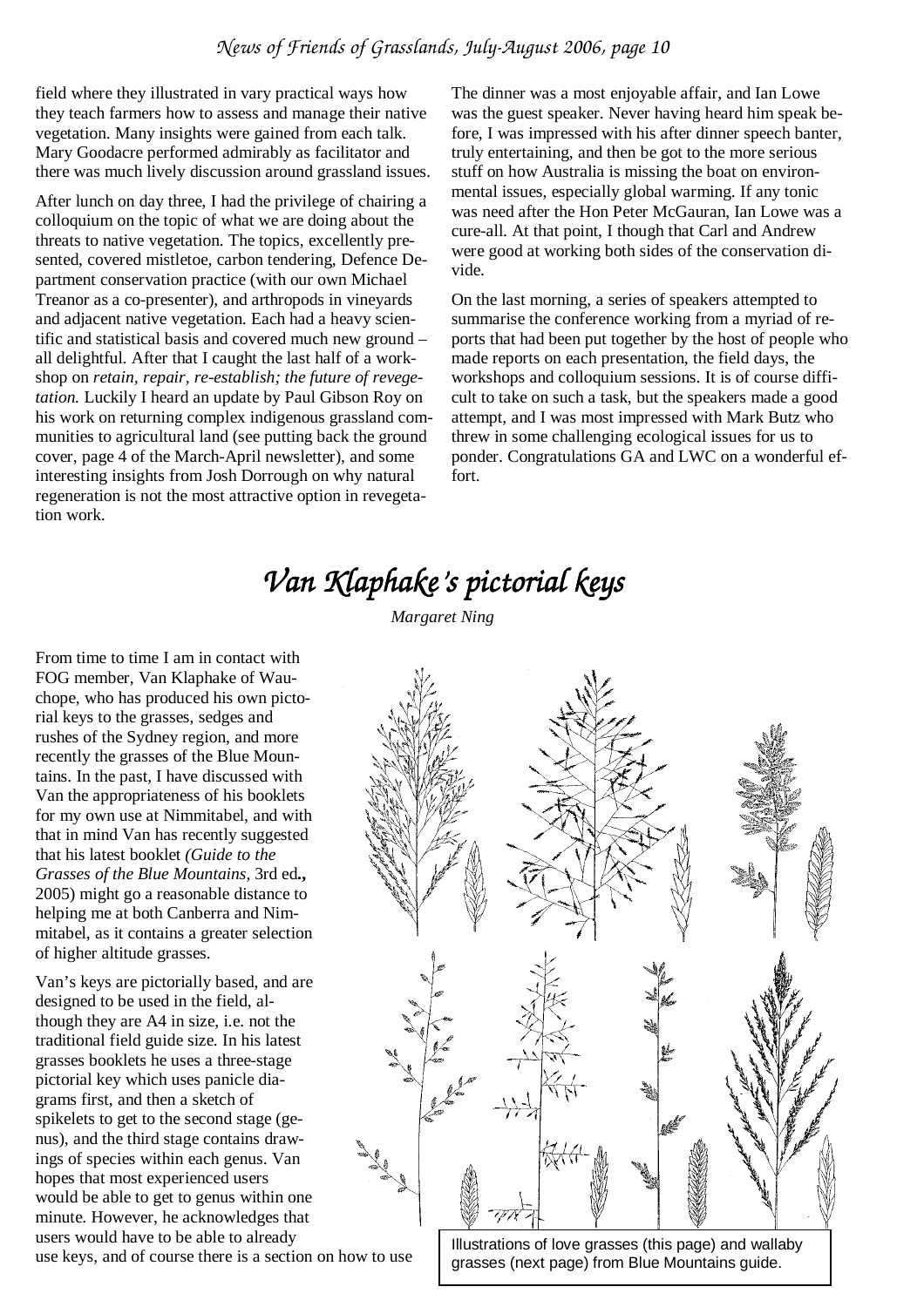field where they illustrated in vary practical ways how they teach farmers how to assess and manage their native vegetation. Many insights were gained from each talk. Mary Goodacre performed admirably as facilitator and there was much lively discussion around grassland issues.

After lunch on day three, I had the privilege of chairing a colloquium on the topic of what we are doing about the threats to native vegetation. The topics, excellently presented, covered mistletoe, carbon tendering, Defence Department conservation practice (with our own Michael Treanor as a co-presenter), and arthropods in vineyards and adjacent native vegetation. Each had a heavy scientific and statistical basis and covered much new ground – all delightful. After that I caught the last half of a workshop on *retain, repair, re-establish; the future of revegetation.* Luckily I heard an update by Paul Gibson Roy on his work on returning complex indigenous grassland communities to agricultural land (see putting back the ground cover, page 4 of the March-April newsletter), and some interesting insights from Josh Dorrough on why natural regeneration is not the most attractive option in revegetation work.

The dinner was a most enjoyable affair, and Ian Lowe was the guest speaker. Never having heard him speak before, I was impressed with his after dinner speech banter, truly entertaining, and then be got to the more serious stuff on how Australia is missing the boat on environmental issues, especially global warming. If any tonic was need after the Hon Peter McGauran, Ian Lowe was a cure-all. At that point, I though that Carl and Andrew were good at working both sides of the conservation divide.

On the last morning, a series of speakers attempted to summarise the conference working from a myriad of reports that had been put together by the host of people who made reports on each presentation, the field days, the workshops and colloquium sessions. It is of course difficult to take on such a task, but the speakers made a good attempt, and I was most impressed with Mark Butz who threw in some challenging ecological issues for us to ponder. Congratulations GA and LWC on a wonderful effort.

# *Van Klaphake's pictorial keys*

*Margaret Ning*

From time to time I am in contact with FOG member, Van Klaphake of Wauchope, who has produced his own pictorial keys to the grasses, sedges and rushes of the Sydney region, and more recently the grasses of the Blue Mountains. In the past, I have discussed with Van the appropriateness of his booklets for my own use at Nimmitabel, and with that in mind Van has recently suggested that his latest booklet *(Guide to the Grasses of the Blue Mountains,* 3rd ed**.,** 2005) might go a reasonable distance to helping me at both Canberra and Nimmitabel, as it contains a greater selection of higher altitude grasses.

Van's keys are pictorially based, and are designed to be used in the field, although they are A4 in size, i.e. not the traditional field guide size. In his latest grasses booklets he uses a three-stage pictorial key which uses panicle diagrams first, and then a sketch of spikelets to get to the second stage (genus), and the third stage contains drawings of species within each genus. Van hopes that most experienced users would be able to get to genus within one minute. However, he acknowledges that users would have to be able to already use keys, and of course there is a section on how to use

Illustrations of love grasses (this page) and wallaby grasses (next page) from Blue Mountains guide.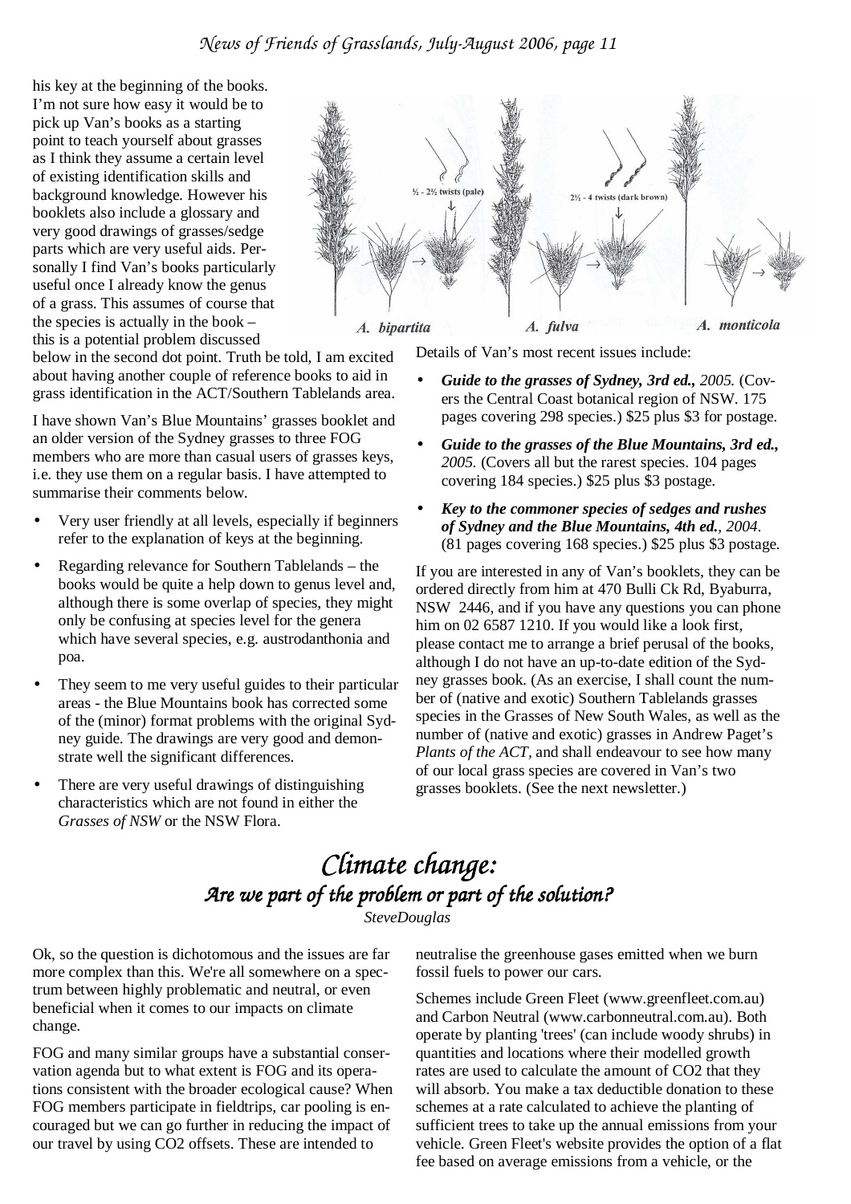his key at the beginning of the books. I'm not sure how easy it would be to pick up Van's books as a starting point to teach yourself about grasses as I think they assume a certain level of existing identification skills and background knowledge. However his booklets also include a glossary and very good drawings of grasses/sedge parts which are very useful aids. Personally I find Van's books particularly useful once I already know the genus of a grass. This assumes of course that the species is actually in the book – this is a potential problem discussed below in the second dot point. Truth be told, I am excited about having another couple of reference books to aid in grass identification in the ACT/Southern Tablelands area.

I have shown Van's Blue Mountains' grasses booklet and an older version of the Sydney grasses to three FOG members who are more than casual users of grasses keys, i.e. they use them on a regular basis. I have attempted to summarise their comments below.

- Very user friendly at all levels, especially if beginners refer to the explanation of keys at the beginning.
- Regarding relevance for Southern Tablelands – the books would be quite a help down to genus level and, although there is some overlap of species, they might only be confusing at species level for the genera which have several species, e.g. austrodanthonia and poa.
- They seem to me very useful guides to their particular areas - the Blue Mountains book has corrected some of the (minor) format problems with the original Sydney guide. The drawings are very good and demonstrate well the significant differences.
- There are very useful drawings of distinguishing characteristics which are not found in either the *Grasses of NSW* or the NSW Flora.

½ - 2½ twists (pale) — 2½ - 4 twists (dark brown)

*A. bipartita* — *A. fulva* — *A. monticola*

Details of Van's most recent issues include:

- ***Guide to the grasses of Sydney, 3rd ed.,*** *2005.* (Covers the Central Coast botanical region of NSW. 175 pages covering 298 species.) $25 plus $3 for postage.
- ***Guide to the grasses of the Blue Mountains, 3rd ed.,*** *2005.* (Covers all but the rarest species. 104 pages covering 184 species.) $25 plus $3 postage.
- ***Key to the commoner species of sedges and rushes of Sydney and the Blue Mountains, 4th ed.****, 2004.* (81 pages covering 168 species.) $25 plus $3 postage.

If you are interested in any of Van's booklets, they can be ordered directly from him at 470 Bulli Ck Rd, Byaburra, NSW 2446, and if you have any questions you can phone him on 02 6587 1210. If you would like a look first, please contact me to arrange a brief perusal of the books, although I do not have an up-to-date edition of the Sydney grasses book. (As an exercise, I shall count the number of (native and exotic) Southern Tablelands grasses species in the Grasses of New South Wales, as well as the number of (native and exotic) grasses in Andrew Paget's *Plants of the ACT*, and shall endeavour to see how many of our local grass species are covered in Van's two grasses booklets. (See the next newsletter.)

# *Climate change: Are we part of the problem or part of the solution?*

*SteveDouglas*

Ok, so the question is dichotomous and the issues are far more complex than this. We're all somewhere on a spectrum between highly problematic and neutral, or even beneficial when it comes to our impacts on climate change.

FOG and many similar groups have a substantial conservation agenda but to what extent is FOG and its operations consistent with the broader ecological cause? When FOG members participate in fieldtrips, car pooling is encouraged but we can go further in reducing the impact of our travel by using CO2 offsets. These are intended to neutralise the greenhouse gases emitted when we burn fossil fuels to power our cars.

Schemes include Green Fleet (www.greenfleet.com.au) and Carbon Neutral (www.carbonneutral.com.au). Both operate by planting 'trees' (can include woody shrubs) in quantities and locations where their modelled growth rates are used to calculate the amount of CO2 that they will absorb. You make a tax deductible donation to these schemes at a rate calculated to achieve the planting of sufficient trees to take up the annual emissions from your vehicle. Green Fleet's website provides the option of a flat fee based on average emissions from a vehicle, or the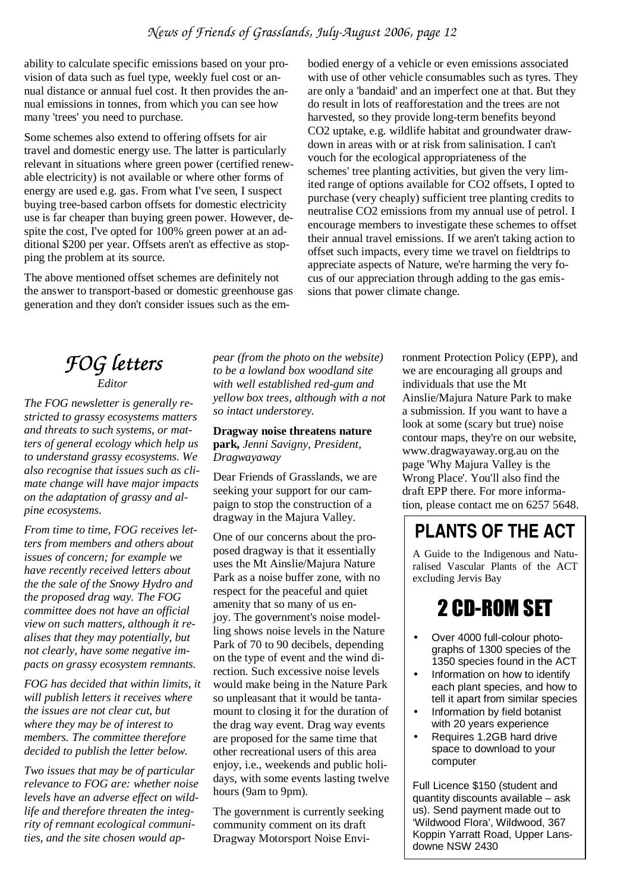ability to calculate specific emissions based on your provision of data such as fuel type, weekly fuel cost or annual distance or annual fuel cost. It then provides the annual emissions in tonnes, from which you can see how many 'trees' you need to purchase.

Some schemes also extend to offering offsets for air travel and domestic energy use. The latter is particularly relevant in situations where green power (certified renewable electricity) is not available or where other forms of energy are used e.g. gas. From what I've seen, I suspect buying tree-based carbon offsets for domestic electricity use is far cheaper than buying green power. However, despite the cost, I've opted for 100% green power at an additional $200 per year. Offsets aren't as effective as stopping the problem at its source.

The above mentioned offset schemes are definitely not the answer to transport-based or domestic greenhouse gas generation and they don't consider issues such as the embodied energy of a vehicle or even emissions associated with use of other vehicle consumables such as tyres. They are only a 'bandaid' and an imperfect one at that. But they do result in lots of reafforestation and the trees are not harvested, so they provide long-term benefits beyond $CO_2$ uptake, e.g. wildlife habitat and groundwater drawdown in areas with or at risk from salinisation. I can't vouch for the ecological appropriateness of the schemes' tree planting activities, but given the very limited range of options available for $CO_2$ offsets, I opted to purchase (very cheaply) sufficient tree planting credits to neutralise $CO_2$ emissions from my annual use of petrol. I encourage members to investigate these schemes to offset their annual travel emissions. If we aren't taking action to offset such impacts, every time we travel on fieldtrips to appreciate aspects of Nature, we're harming the very focus of our appreciation through adding to the gas emissions that power climate change.

# *FOG letters*

*Editor*

*The FOG newsletter is generally restricted to grassy ecosystems matters and threats to such systems, or matters of general ecology which help us to understand grassy ecosystems. We also recognise that issues such as climate change will have major impacts on the adaptation of grassy and alpine ecosystems.*

*From time to time, FOG receives letters from members and others about issues of concern; for example we have recently received letters about the the sale of the Snowy Hydro and the proposed drag way. The FOG committee does not have an official view on such matters, although it realises that they may potentially, but not clearly, have some negative impacts on grassy ecosystem remnants.*

*FOG has decided that within limits, it will publish letters it receives where the issues are not clear cut, but where they may be of interest to members. The committee therefore decided to publish the letter below.*

*Two issues that may be of particular relevance to FOG are: whether noise levels have an adverse effect on wildlife and therefore threaten the integrity of remnant ecological communities, and the site chosen would appear (from the photo on the website) to be a lowland box woodland site with well established red-gum and yellow box trees, although with a not so intact understorey.*

**Dragway noise threatens nature park,** *Jenni Savigny, President, Dragwayaway*

Dear Friends of Grasslands, we are seeking your support for our campaign to stop the construction of a dragway in the Majura Valley.

One of our concerns about the proposed dragway is that it essentially uses the Mt Ainslie/Majura Nature Park as a noise buffer zone, with no respect for the peaceful and quiet amenity that so many of us enjoy. The government's noise modelling shows noise levels in the Nature Park of 70 to 90 decibels, depending on the type of event and the wind direction. Such excessive noise levels would make being in the Nature Park so unpleasant that it would be tantamount to closing it for the duration of the drag way event. Drag way events are proposed for the same time that other recreational users of this area enjoy, i.e., weekends and public holidays, with some events lasting twelve hours (9am to 9pm).

The government is currently seeking community comment on its draft Dragway Motorsport Noise Environment Protection Policy (EPP), and we are encouraging all groups and individuals that use the Mt Ainslie/Majura Nature Park to make a submission. If you want to have a look at some (scary but true) noise contour maps, they're on our website, www.dragwayaway.org.au on the page 'Why Majura Valley is the Wrong Place'. You'll also find the draft EPP there. For more information, please contact me on 6257 5648.

## PLANTS OF THE ACT

A Guide to the Indigenous and Naturalised Vascular Plants of the ACT excluding Jervis Bay

## 2 CD-ROM SET

- Over 4000 full-colour photographs of 1300 species of the 1350 species found in the ACT
- Information on how to identify each plant species, and how to tell it apart from similar species
- Information by field botanist with 20 years experience
- Requires 1.2GB hard drive space to download to your computer

Full Licence $150 (student and quantity discounts available – ask us). Send payment made out to 'Wildwood Flora', Wildwood, 367 Koppin Yarratt Road, Upper Lansdowne NSW 2430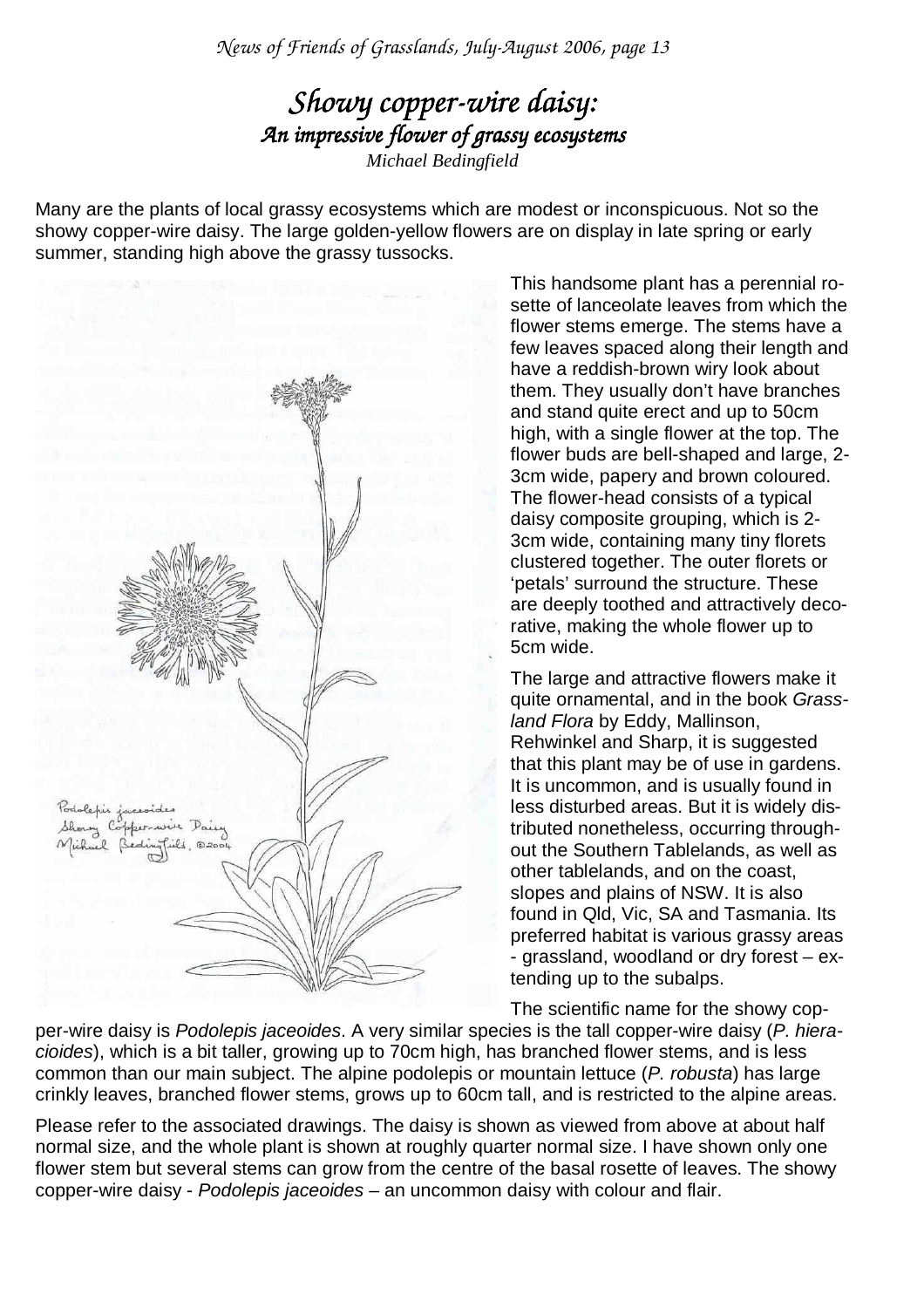# *Showy copper-wire daisy:*

## *An impressive flower of grassy ecosystems*

*Michael Bedingfield*

Many are the plants of local grassy ecosystems which are modest or inconspicuous. Not so the showy copper-wire daisy. The large golden-yellow flowers are on display in late spring or early summer, standing high above the grassy tussocks.

This handsome plant has a perennial rosette of lanceolate leaves from which the flower stems emerge. The stems have a few leaves spaced along their length and have a reddish-brown wiry look about them. They usually don't have branches and stand quite erect and up to 50cm high, with a single flower at the top. The flower buds are bell-shaped and large, 2-3cm wide, papery and brown coloured. The flower-head consists of a typical daisy composite grouping, which is 2-3cm wide, containing many tiny florets clustered together. The outer florets or 'petals' surround the structure. These are deeply toothed and attractively decorative, making the whole flower up to 5cm wide.

The large and attractive flowers make it quite ornamental, and in the book *Grassland Flora* by Eddy, Mallinson, Rehwinkel and Sharp, it is suggested that this plant may be of use in gardens. It is uncommon, and is usually found in less disturbed areas. But it is widely distributed nonetheless, occurring throughout the Southern Tablelands, as well as other tablelands, and on the coast, slopes and plains of NSW. It is also found in Qld, Vic, SA and Tasmania. Its preferred habitat is various grassy areas - grassland, woodland or dry forest – extending up to the subalps.

Podolepis jaceoides
Showy Copper-wire Daisy
Michael Bedingfield, ©2004

The scientific name for the showy copper-wire daisy is *Podolepis jaceoides*. A very similar species is the tall copper-wire daisy (*P. hieracioides*), which is a bit taller, growing up to 70cm high, has branched flower stems, and is less common than our main subject. The alpine podolepis or mountain lettuce (*P. robusta*) has large crinkly leaves, branched flower stems, grows up to 60cm tall, and is restricted to the alpine areas.

Please refer to the associated drawings. The daisy is shown as viewed from above at about half normal size, and the whole plant is shown at roughly quarter normal size. I have shown only one flower stem but several stems can grow from the centre of the basal rosette of leaves. The showy copper-wire daisy - *Podolepis jaceoides* – an uncommon daisy with colour and flair.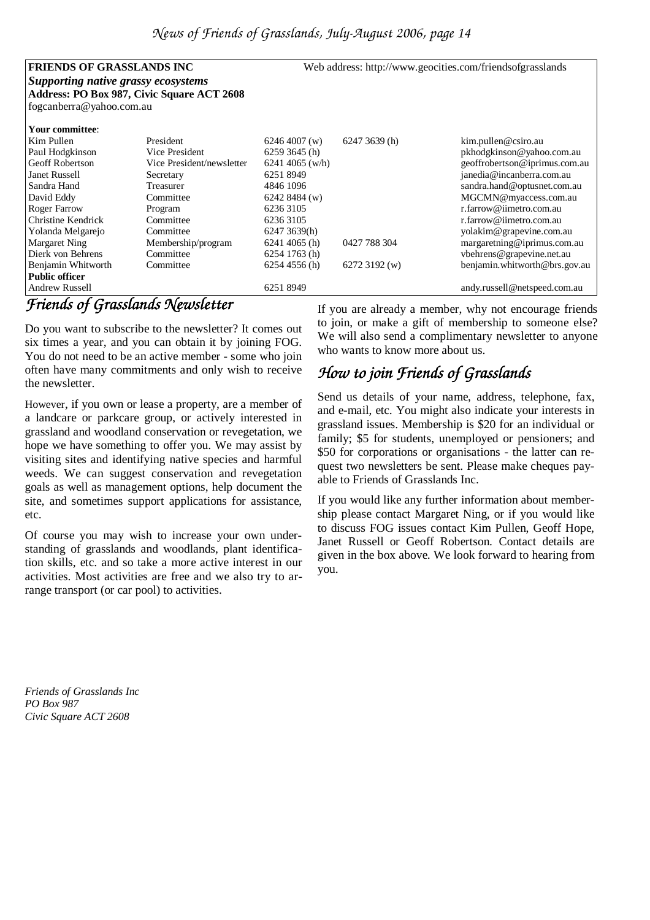**FRIENDS OF GRASSLANDS INC** Web address: http://www.geocities.com/friendsofgrasslands

***Supporting native grassy ecosystems***

**Address: PO Box 987, Civic Square ACT 2608**

fogcanberra@yahoo.com.au

**Your committee**:

| | | | | |
|---|---|---|---|---|
| Kim Pullen | President | 6246 4007 (w) | 6247 3639 (h) | kim.pullen@csiro.au |
| Paul Hodgkinson | Vice President | 6259 3645 (h) | | pkhodgkinson@yahoo.com.au |
| Geoff Robertson | Vice President/newsletter | 6241 4065 (w/h) | | geoffrobertson@iprimus.com.au |
| Janet Russell | Secretary | 6251 8949 | | janedia@incanberra.com.au |
| Sandra Hand | Treasurer | 4846 1096 | | sandra.hand@optusnet.com.au |
| David Eddy | Committee | 6242 8484 (w) | | MGCMN@myaccess.com.au |
| Roger Farrow | Program | 6236 3105 | | r.farrow@iimetro.com.au |
| Christine Kendrick | Committee | 6236 3105 | | r.farrow@iimetro.com.au |
| Yolanda Melgarejo | Committee | 6247 3639(h) | | yolakim@grapevine.com.au |
| Margaret Ning | Membership/program | 6241 4065 (h) | 0427 788 304 | margaretning@iprimus.com.au |
| Dierk von Behrens | Committee | 6254 1763 (h) | | vbehrens@grapevine.net.au |
| Benjamin Whitworth | Committee | 6254 4556 (h) | 6272 3192 (w) | benjamin.whitworth@brs.gov.au |
| **Public officer** | | | | |
| Andrew Russell | | 6251 8949 | | andy.russell@netspeed.com.au |

## *Friends of Grasslands Newsletter*

Do you want to subscribe to the newsletter? It comes out six times a year, and you can obtain it by joining FOG. You do not need to be an active member - some who join often have many commitments and only wish to receive the newsletter.

However, if you own or lease a property, are a member of a landcare or parkcare group, or actively interested in grassland and woodland conservation or revegetation, we hope we have something to offer you. We may assist by visiting sites and identifying native species and harmful weeds. We can suggest conservation and revegetation goals as well as management options, help document the site, and sometimes support applications for assistance, etc.

Of course you may wish to increase your own understanding of grasslands and woodlands, plant identification skills, etc. and so take a more active interest in our activities. Most activities are free and we also try to arrange transport (or car pool) to activities.

If you are already a member, why not encourage friends to join, or make a gift of membership to someone else? We will also send a complimentary newsletter to anyone who wants to know more about us.

## *How to join Friends of Grasslands*

Send us details of your name, address, telephone, fax, and e-mail, etc. You might also indicate your interests in grassland issues. Membership is $20 for an individual or family; $5 for students, unemployed or pensioners; and $50 for corporations or organisations - the latter can request two newsletters be sent. Please make cheques payable to Friends of Grasslands Inc.

If you would like any further information about membership please contact Margaret Ning, or if you would like to discuss FOG issues contact Kim Pullen, Geoff Hope, Janet Russell or Geoff Robertson. Contact details are given in the box above. We look forward to hearing from you.

*Friends of Grasslands Inc*
*PO Box 987*
*Civic Square ACT 2608*